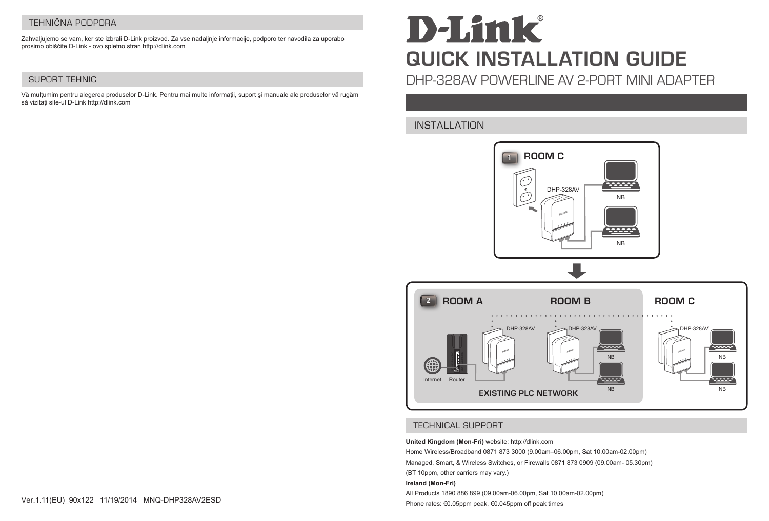## TEHNIČNA PODPORA

Zahvaljujemo se vam, ker ste izbrali D-Link proizvod. Za vse nadaljnje informacije, podporo ter navodila za uporabo prosimo obiščite D-Link - ovo spletno stran http://dlink.com

## SUPORT TEHNIC

Vă mulţumim pentru alegerea produselor D-Link. Pentru mai multe informaţii, suport şi manuale ale produselor vă rugăm să vizitaţi site-ul D-Link http://dlink.com

Ver.1.11(EU)_90x122 11/19/2014 MNQ-DHP328AV2ESD

# D-Link®

# QUICK INSTALLATION GUIDE

## DHP-328AV POWERLINE AV 2-PORT MINI ADAPTER

## INSTALLATION

1 ROOM C

DHP-328AV

NB

NB

2 ROOM A ROOM B ROOM C

Internet Router DHP-328AV DHP-328AV NB NB DHP-328AV NB NB

EXISTING PLC NETWORK

## TECHNICAL SUPPORT

**United Kingdom (Mon-Fri)** website: http://dlink.com

Home Wireless/Broadband 0871 873 3000 (9.00am–06.00pm, Sat 10.00am-02.00pm)

Managed, Smart, & Wireless Switches, or Firewalls 0871 873 0909 (09.00am- 05.30pm)

(BT 10ppm, other carriers may vary.)

**Ireland (Mon-Fri)**

All Products 1890 886 899 (09.00am-06.00pm, Sat 10.00am-02.00pm)

Phone rates: €0.05ppm peak, €0.045ppm off peak times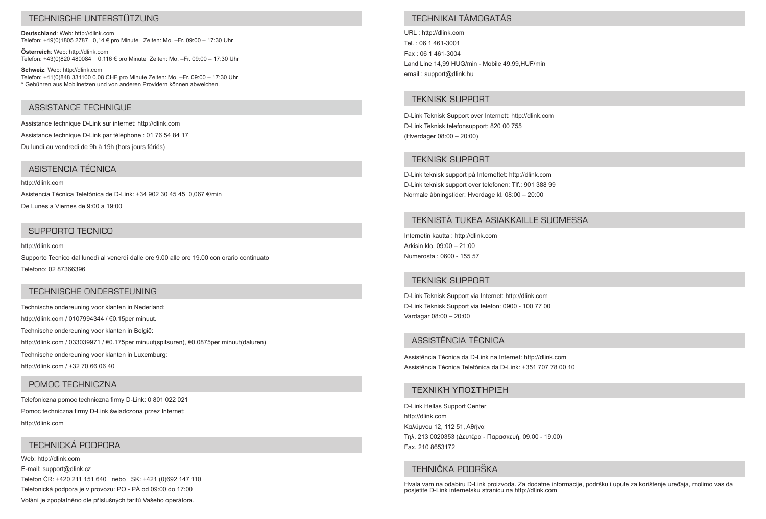## TECHNISCHE UNTERSTÜTZUNG

**Deutschland**: Web: http://dlink.com
Telefon: +49(0)1805 2787 0,14 € pro Minute Zeiten: Mo. –Fr. 09:00 – 17:30 Uhr

**Österreich**: Web: http://dlink.com
Telefon: +43(0)820 480084 0,116 € pro Minute Zeiten: Mo. –Fr. 09:00 – 17:30 Uhr

**Schweiz**: Web: http://dlink.com
Telefon: +41(0)848 331100 0,08 CHF pro Minute Zeiten: Mo. –Fr. 09:00 – 17:30 Uhr
* Gebühren aus Mobilnetzen und von anderen Providern können abweichen.

## ASSISTANCE TECHNIQUE

Assistance technique D-Link sur internet: http://dlink.com

Assistance technique D-Link par téléphone : 01 76 54 84 17

Du lundi au vendredi de 9h à 19h (hors jours fériés)

## ASISTENCIA TÉCNICA

http://dlink.com

Asistencia Técnica Telefónica de D-Link: +34 902 30 45 45 0,067 €/min

De Lunes a Viernes de 9:00 a 19:00

## SUPPORTO TECNICO

http://dlink.com

Supporto Tecnico dal lunedì al venerdì dalle ore 9.00 alle ore 19.00 con orario continuato

Telefono: 02 87366396

## TECHNISCHE ONDERSTEUNING

Technische ondereuning voor klanten in Nederland:

http://dlink.com / 0107994344 / €0.15per minuut.

Technische ondereuning voor klanten in België:

http://dlink.com / 033039971 / €0.175per minuut(spitsuren), €0.0875per minuut(daluren)

Technische ondereuning voor klanten in Luxemburg:

http://dlink.com / +32 70 66 06 40

## POMOC TECHNICZNA

Telefoniczna pomoc techniczna firmy D-Link: 0 801 022 021

Pomoc techniczna firmy D-Link świadczona przez Internet:

http://dlink.com

## TECHNICKÁ PODPORA

Web: http://dlink.com

E-mail: support@dlink.cz

Telefon ČR: +420 211 151 640 nebo SK: +421 (0)692 147 110

Telefonická podpora je v provozu: PO - PÁ od 09:00 do 17:00

Volání je zpoplatněno dle příslušných tarifů Vašeho operátora.

## TECHNIKAI TÁMOGATÁS

URL : http://dlink.com

Tel. : 06 1 461-3001

Fax : 06 1 461-3004

Land Line 14,99 HUG/min - Mobile 49.99,HUF/min

email : support@dlink.hu

## TEKNISK SUPPORT

D-Link Teknisk Support over Internett: http://dlink.com

D-Link Teknisk telefonsupport: 820 00 755

(Hverdager 08:00 – 20:00)

## TEKNISK SUPPORT

D-Link teknisk support på Internettet: http://dlink.com

D-Link teknisk support over telefonen: Tlf.: 901 388 99

Normale åbningstider: Hverdage kl. 08:00 – 20:00

## TEKNISTÄ TUKEA ASIAKKAILLE SUOMESSA

Internetin kautta : http://dlink.com

Arkisin klo. 09:00 – 21:00

Numerosta : 0600 - 155 57

## TEKNISK SUPPORT

D-Link Teknisk Support via Internet: http://dlink.com

D-Link Teknisk Support via telefon: 0900 - 100 77 00

Vardagar 08:00 – 20:00

## ASSISTÊNCIA TÉCNICA

Assistência Técnica da D-Link na Internet: http://dlink.com

Assistência Técnica Telefónica da D-Link: +351 707 78 00 10

## ΤΕΧΝΙΚΉ ΥΠΟΣΤΉΡΙΞΗ

D-Link Hellas Support Center

http://dlink.com

Καλύμνου 12, 112 51, Αθήνα

Τηλ. 213 0020353 (Δευτέρα - Παρασκευή, 09.00 - 19.00)

Fax. 210 8653172

## TEHNIČKA PODRŠKA

Hvala vam na odabiru D-Link proizvoda. Za dodatne informacije, podršku i upute za korištenje uređaja, molimo vas da posjetite D-Link internetsku stranicu na http://dlink.com